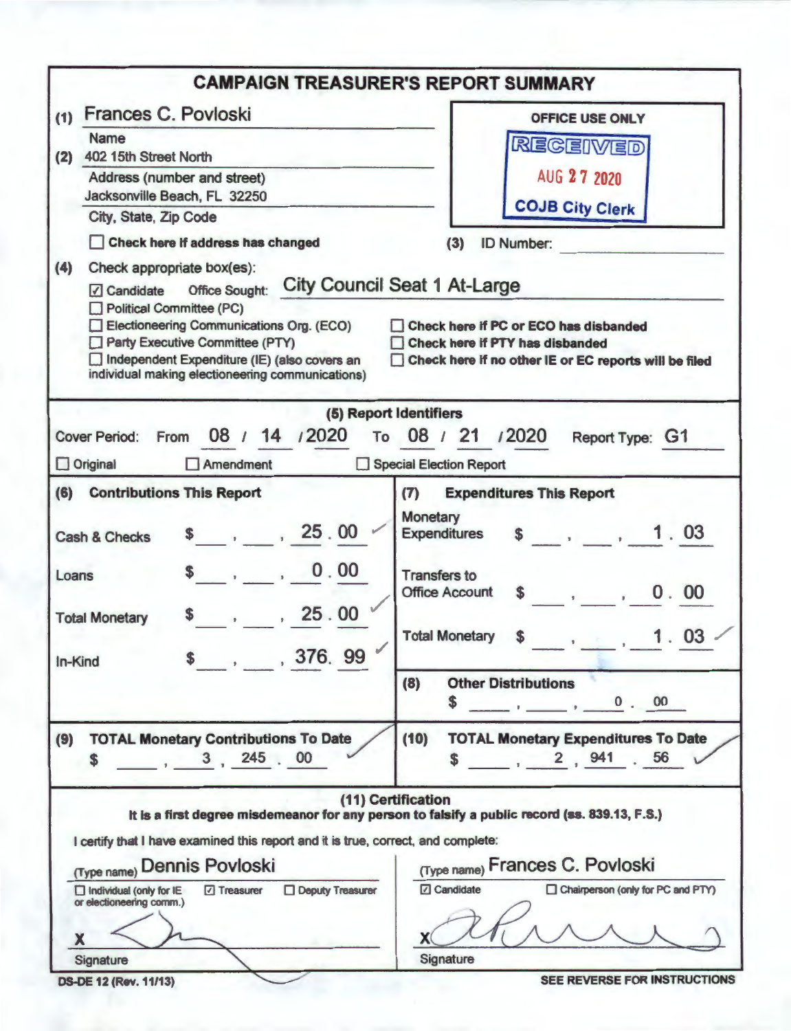# CAMPAIGN TREASURER'S REPORT SUMMARY

(1) Frances C. Povloski
Name

(2) 402 15th Street North
Address (number and street)
Jacksonville Beach, FL 32250
City, State, Zip Code

☐ **Check here if address has changed**

**OFFICE USE ONLY**
RECEIVED
AUG 27 2020
COJB City Clerk

(3) ID Number: ______

(4) Check appropriate box(es):

☑ Candidate  Office Sought: City Council Seat 1 At-Large
☐ Political Committee (PC)
☐ Electioneering Communications Org. (ECO)
☐ Party Executive Committee (PTY)
☐ Independent Expenditure (IE) (also covers an individual making electioneering communications)

☐ **Check here if PC or ECO has disbanded**
☐ **Check here if PTY has disbanded**
☐ **Check here if no other IE or EC reports will be filed**

## (5) Report Identifiers

Cover Period: From 08 / 14 /2020 To 08 / 21 /2020  Report Type: G1

☐ Original  ☐ Amendment  ☐ Special Election Report

| (6) Contributions This Report | | (7) Expenditures This Report | |
|---|---|---|---|
| Cash & Checks | $ 25.00 | Monetary Expenditures | $ 1.03 |
| Loans | $ 0.00 | Transfers to Office Account | $ 0.00 |
| Total Monetary | $ 25.00 | Total Monetary | $ 1.03 |
| In-Kind | $ 376.99 | (8) Other Distributions | $ 0.00 |

| (9) TOTAL Monetary Contributions To Date | (10) TOTAL Monetary Expenditures To Date |
|---|---|
| $ 3,245.00 | $ 2,941.56 |

## (11) Certification

**It is a first degree misdemeanor for any person to falsify a public record (ss. 839.13, F.S.)**

I certify that I have examined this report and it is true, correct, and complete:

(Type name) Dennis Povloski
☐ Individual (only for IE or electioneering comm.)  ☑ Treasurer  ☐ Deputy Treasurer

X [signature]
Signature

(Type name) Frances C. Povloski
☑ Candidate  ☐ Chairperson (only for PC and PTY)

X [signature]
Signature

DS-DE 12 (Rev. 11/13)

**SEE REVERSE FOR INSTRUCTIONS**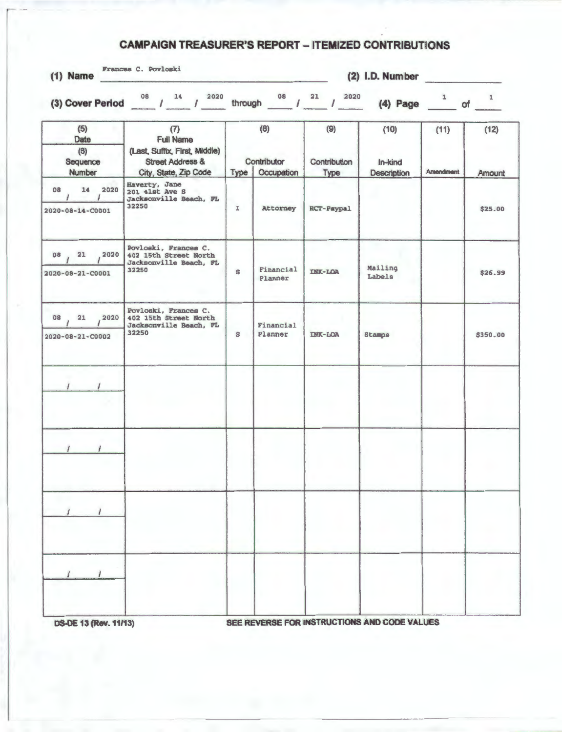# CAMPAIGN TREASURER'S REPORT – ITEMIZED CONTRIBUTIONS

**(1) Name** Frances C. Povloski **(2) I.D. Number** ______

**(3) Cover Period** 08 / 14 / 2020 through 08 / 21 / 2020 **(4) Page** 1 of 1

| (5) Date / (6) Sequence Number | (7) Full Name (Last, Suffix, First, Middle) Street Address & City, State, Zip Code | (8) Contributor Type | Occupation | (9) Contribution Type | (10) In-kind Description | (11) Amendment | (12) Amount |
|---|---|---|---|---|---|---|---|
| 08 / 14 / 2020<br>2020-08-14-C0001 | Haverty, Jane<br>201 41st Ave S<br>Jacksonville Beach, FL 32250 | I | Attorney | RCT-Paypal | | | $25.00 |
| 08 / 21 / 2020<br>2020-08-21-C0001 | Povloski, Frances C.<br>402 15th Street North<br>Jacksonville Beach, FL 32250 | S | Financial Planner | INK-LOA | Mailing Labels | | $26.99 |
| 08 / 21 / 2020<br>2020-08-21-C0002 | Povloski, Frances C.<br>402 15th Street North<br>Jacksonville Beach, FL 32250 | S | Financial Planner | INK-LOA | Stamps | | $350.00 |
| / / | | | | | | | |
| / / | | | | | | | |
| / / | | | | | | | |
| / / | | | | | | | |

DS-DE 13 (Rev. 11/13) SEE REVERSE FOR INSTRUCTIONS AND CODE VALUES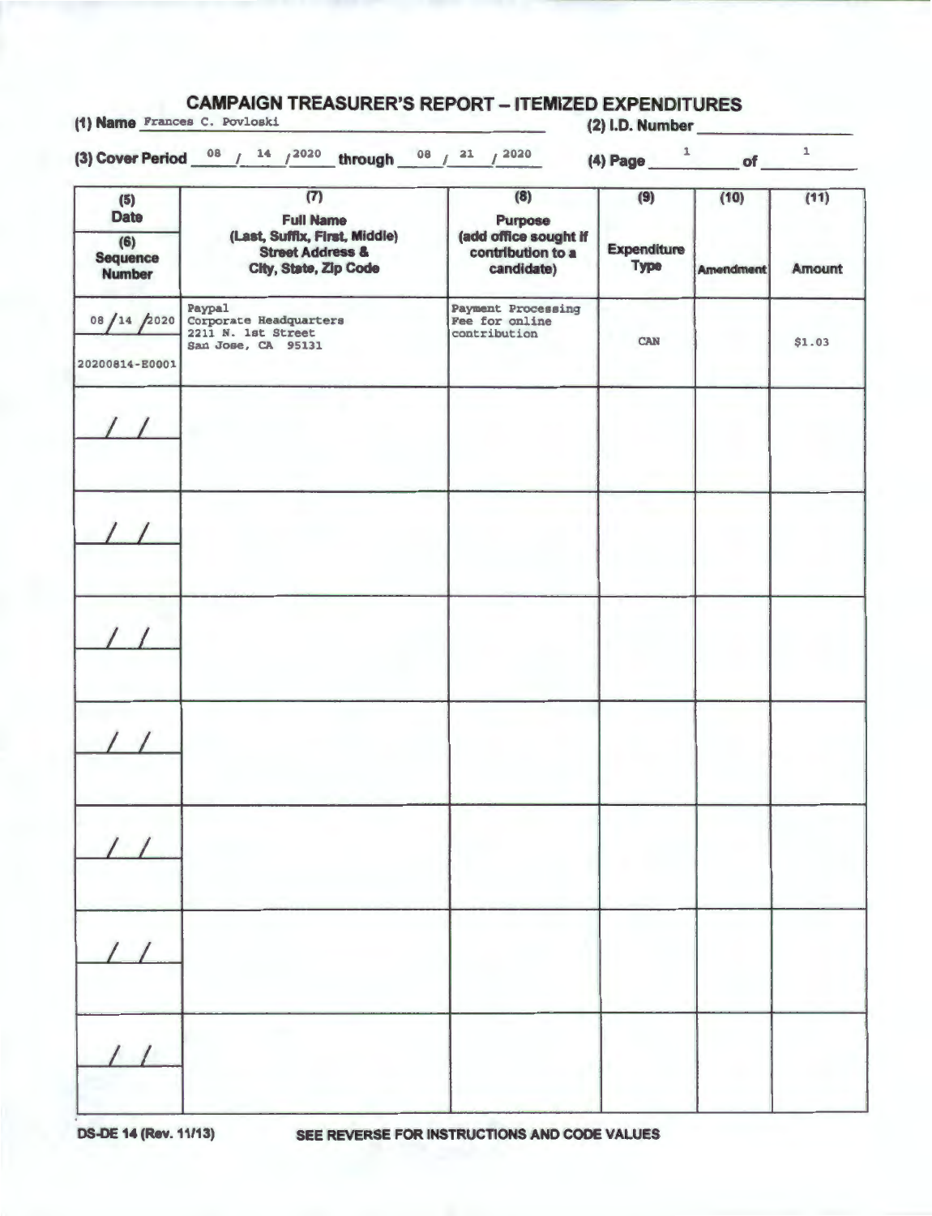# CAMPAIGN TREASURER'S REPORT – ITEMIZED EXPENDITURES

**(1) Name** Frances C. Povloski **(2) I.D. Number** 

**(3) Cover Period** 08 / 14 / 2020 **through** 08 / 21 / 2020 **(4) Page** 1 **of** 1

| (5) Date / (6) Sequence Number | (7) Full Name (Last, Suffix, First, Middle) Street Address & City, State, Zip Code | (8) Purpose (add office sought if contribution to a candidate) | (9) Expenditure Type | (10) Amendment | (11) Amount |
|---|---|---|---|---|---|
| 08/14/2020<br>20200814-E0001 | Paypal<br>Corporate Headquarters<br>2211 N. 1st Street<br>San Jose, CA 95131 | Payment Processing Fee for online contribution | CAN | | $1.03 |
| / / | | | | | |
| / / | | | | | |
| / / | | | | | |
| / / | | | | | |
| / / | | | | | |
| / / | | | | | |
| / / | | | | | |

DS-DE 14 (Rev. 11/13) SEE REVERSE FOR INSTRUCTIONS AND CODE VALUES